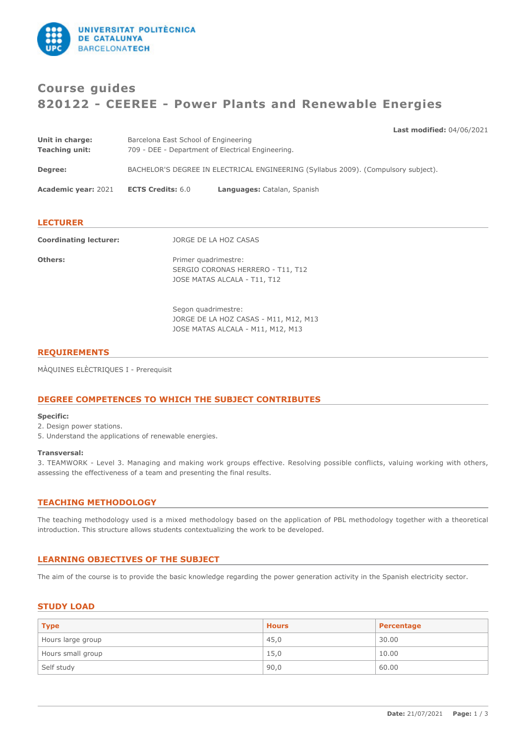# Course guides
# 820122 - CEEREE - Power Plants and Renewable Energies

**Last modified:** 04/06/2021

**Unit in charge:** Barcelona East School of Engineering
**Teaching unit:** 709 - DEE - Department of Electrical Engineering.

**Degree:** BACHELOR'S DEGREE IN ELECTRICAL ENGINEERING (Syllabus 2009). (Compulsory subject).

**Academic year:** 2021 **ECTS Credits:** 6.0 **Languages:** Catalan, Spanish

## LECTURER

**Coordinating lecturer:** JORGE DE LA HOZ CASAS

**Others:**
Primer quadrimestre:
SERGIO CORONAS HERRERO - T11, T12
JOSE MATAS ALCALA - T11, T12

Segon quadrimestre:
JORGE DE LA HOZ CASAS - M11, M12, M13
JOSE MATAS ALCALA - M11, M12, M13

## REQUIREMENTS

MÀQUINES ELÈCTRIQUES I - Prerequisit

## DEGREE COMPETENCES TO WHICH THE SUBJECT CONTRIBUTES

**Specific:**

2. Design power stations.
5. Understand the applications of renewable energies.

**Transversal:**

3. TEAMWORK - Level 3. Managing and making work groups effective. Resolving possible conflicts, valuing working with others, assessing the effectiveness of a team and presenting the final results.

## TEACHING METHODOLOGY

The teaching methodology used is a mixed methodology based on the application of PBL methodology together with a theoretical introduction. This structure allows students contextualizing the work to be developed.

## LEARNING OBJECTIVES OF THE SUBJECT

The aim of the course is to provide the basic knowledge regarding the power generation activity in the Spanish electricity sector.

## STUDY LOAD

| Type | Hours | Percentage |
|---|---|---|
| Hours large group | 45,0 | 30.00 |
| Hours small group | 15,0 | 10.00 |
| Self study | 90,0 | 60.00 |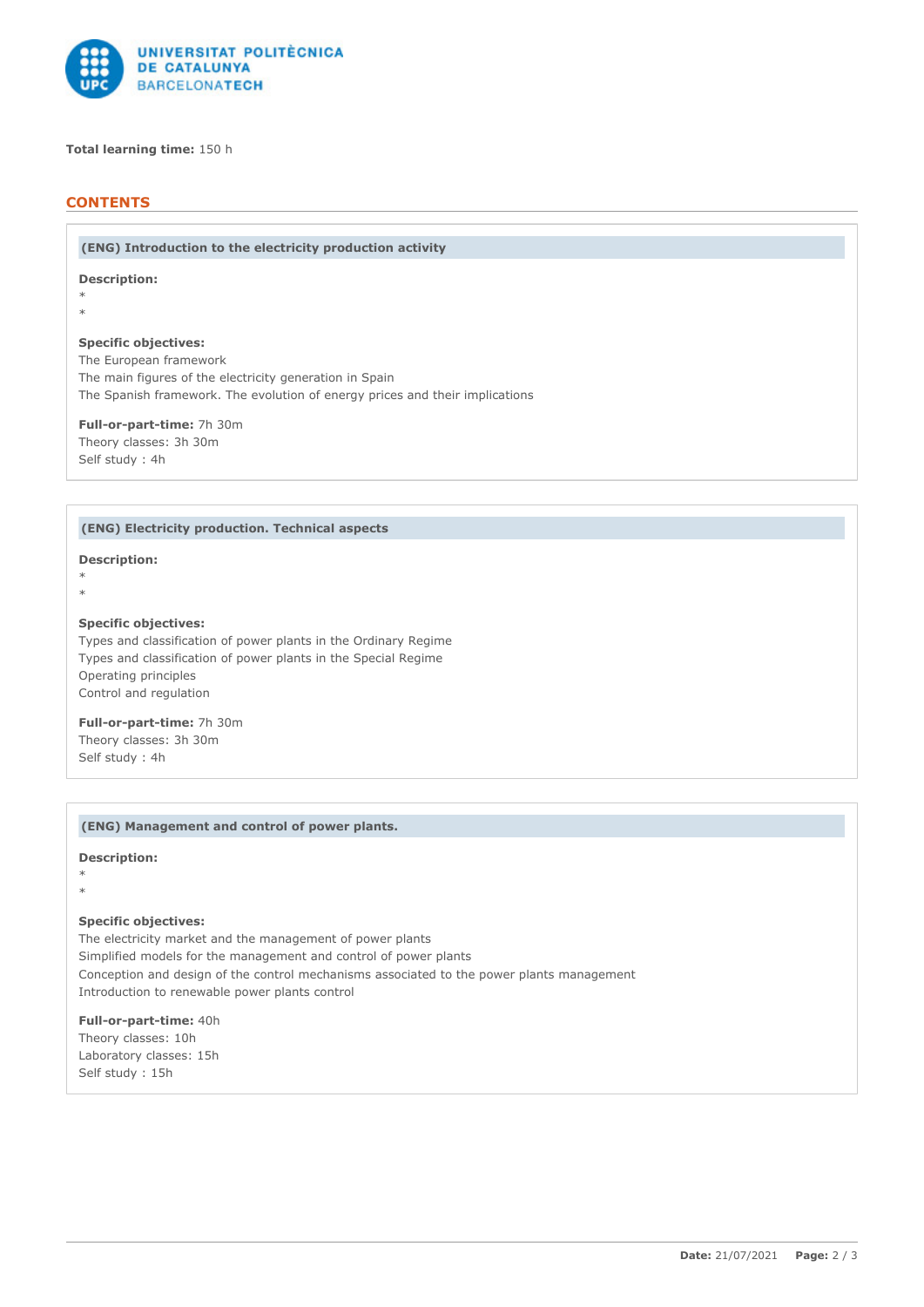**Total learning time:** 150 h

## CONTENTS

### (ENG) Introduction to the electricity production activity

**Description:**
*
*

**Specific objectives:**
The European framework
The main figures of the electricity generation in Spain
The Spanish framework. The evolution of energy prices and their implications

**Full-or-part-time:** 7h 30m
Theory classes: 3h 30m
Self study : 4h

### (ENG) Electricity production. Technical aspects

**Description:**
*
*

**Specific objectives:**
Types and classification of power plants in the Ordinary Regime
Types and classification of power plants in the Special Regime
Operating principles
Control and regulation

**Full-or-part-time:** 7h 30m
Theory classes: 3h 30m
Self study : 4h

### (ENG) Management and control of power plants.

**Description:**
*
*

**Specific objectives:**
The electricity market and the management of power plants
Simplified models for the management and control of power plants
Conception and design of the control mechanisms associated to the power plants management
Introduction to renewable power plants control

**Full-or-part-time:** 40h
Theory classes: 10h
Laboratory classes: 15h
Self study : 15h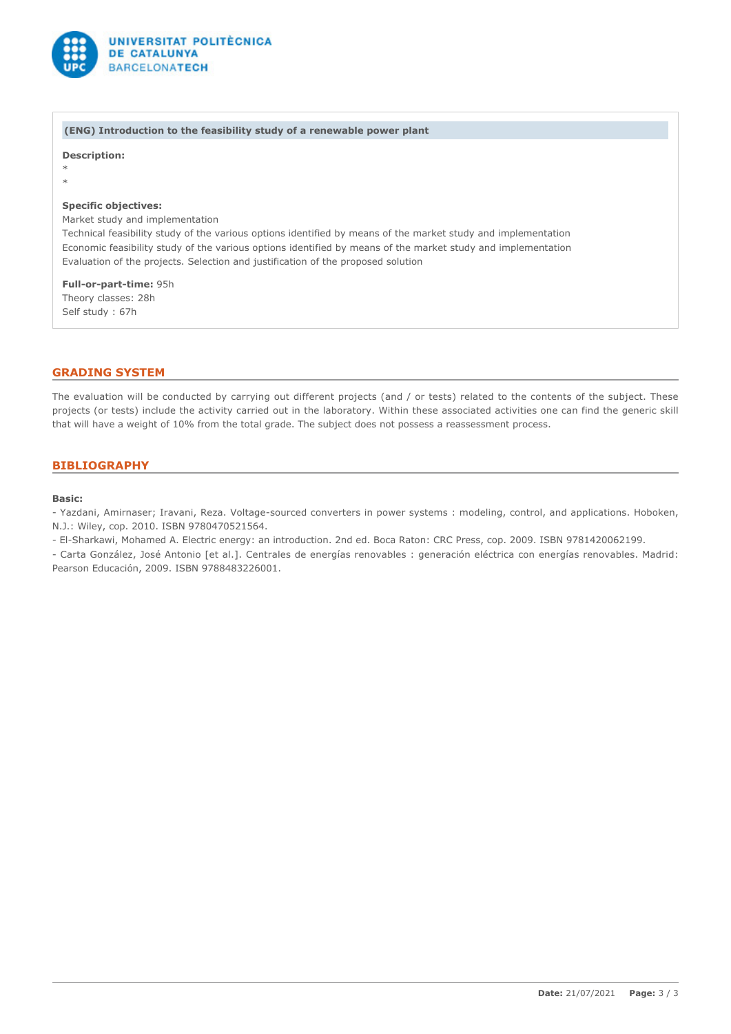**(ENG) Introduction to the feasibility study of a renewable power plant**

**Description:**
*
*

**Specific objectives:**
Market study and implementation
Technical feasibility study of the various options identified by means of the market study and implementation
Economic feasibility study of the various options identified by means of the market study and implementation
Evaluation of the projects. Selection and justification of the proposed solution

**Full-or-part-time:** 95h
Theory classes: 28h
Self study : 67h

## GRADING SYSTEM

The evaluation will be conducted by carrying out different projects (and / or tests) related to the contents of the subject. These projects (or tests) include the activity carried out in the laboratory. Within these associated activities one can find the generic skill that will have a weight of 10% from the total grade. The subject does not possess a reassessment process.

## BIBLIOGRAPHY

**Basic:**

- Yazdani, Amirnaser; Iravani, Reza. Voltage-sourced converters in power systems : modeling, control, and applications. Hoboken, N.J.: Wiley, cop. 2010. ISBN 9780470521564.
- El-Sharkawi, Mohamed A. Electric energy: an introduction. 2nd ed. Boca Raton: CRC Press, cop. 2009. ISBN 9781420062199.
- Carta González, José Antonio [et al.]. Centrales de energías renovables : generación eléctrica con energías renovables. Madrid: Pearson Educación, 2009. ISBN 9788483226001.